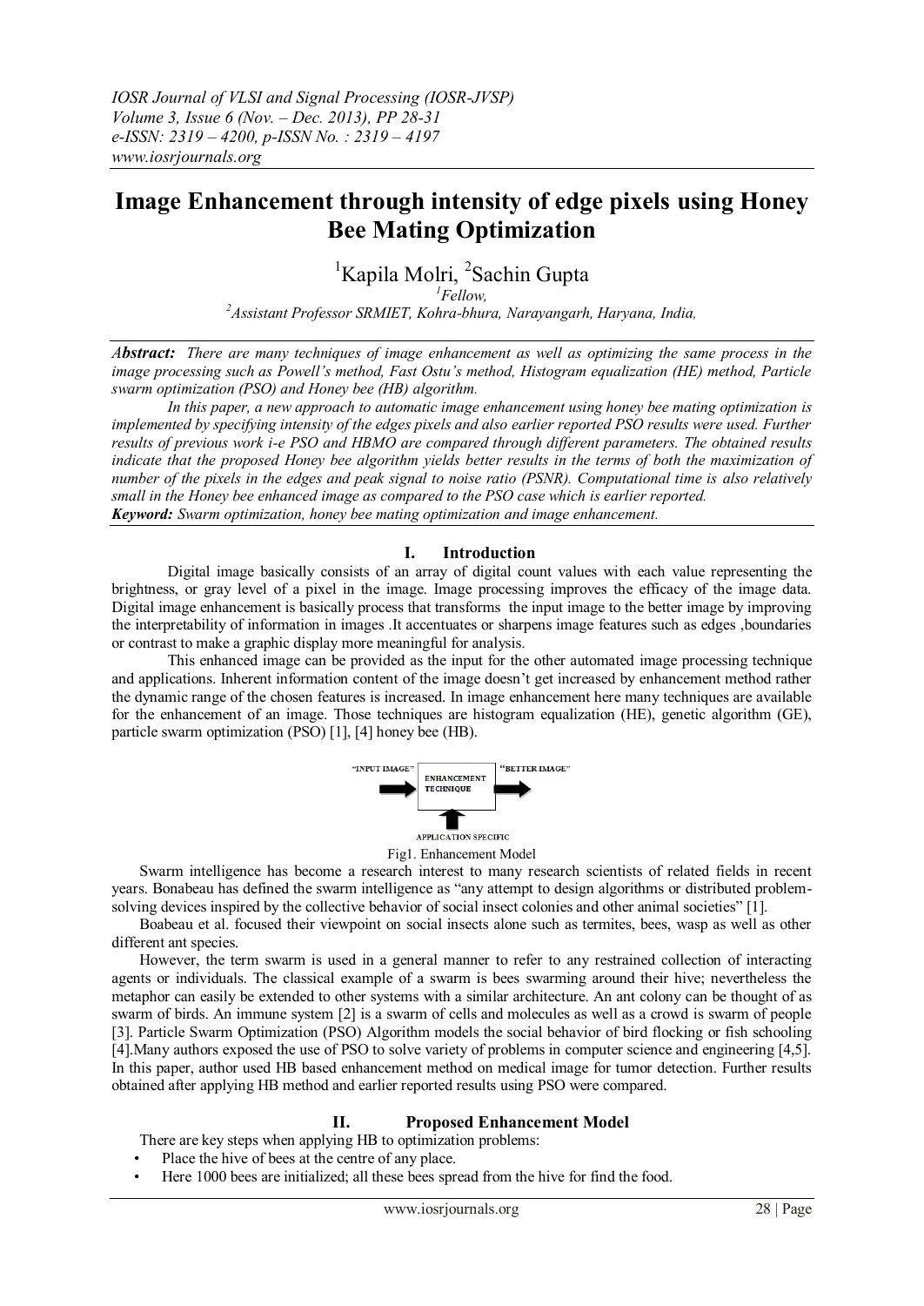# Image Enhancement through intensity of edge pixels using Honey Bee Mating Optimization

[1]Kapila Molri, [2]Sachin Gupta

[1]*Fellow,*

[2]*Assistant Professor SRMIET, Kohra-bhura, Narayangarh, Haryana, India,*

***Abstract:*** *There are many techniques of image enhancement as well as optimizing the same process in the image processing such as Powell's method, Fast Ostu's method, Histogram equalization (HE) method, Particle swarm optimization (PSO) and Honey bee (HB) algorithm.*

*In this paper, a new approach to automatic image enhancement using honey bee mating optimization is implemented by specifying intensity of the edges pixels and also earlier reported PSO results were used. Further results of previous work i-e PSO and HBMO are compared through different parameters. The obtained results indicate that the proposed Honey bee algorithm yields better results in the terms of both the maximization of number of the pixels in the edges and peak signal to noise ratio (PSNR). Computational time is also relatively small in the Honey bee enhanced image as compared to the PSO case which is earlier reported.*

***Keyword:*** *Swarm optimization, honey bee mating optimization and image enhancement.*

## I. Introduction

Digital image basically consists of an array of digital count values with each value representing the brightness, or gray level of a pixel in the image. Image processing improves the efficacy of the image data. Digital image enhancement is basically process that transforms the input image to the better image by improving the interpretability of information in images .It accentuates or sharpens image features such as edges ,boundaries or contrast to make a graphic display more meaningful for analysis.

This enhanced image can be provided as the input for the other automated image processing technique and applications. Inherent information content of the image doesn't get increased by enhancement method rather the dynamic range of the chosen features is increased. In image enhancement here many techniques are available for the enhancement of an image. Those techniques are histogram equalization (HE), genetic algorithm (GE), particle swarm optimization (PSO) [1], [4] honey bee (HB).

"INPUT IMAGE" → ENHANCEMENT TECHNIQUE → "BETTER IMAGE"

↑ APPLICATION SPECIFIC

Fig1. Enhancement Model

Swarm intelligence has become a research interest to many research scientists of related fields in recent years. Bonabeau has defined the swarm intelligence as "any attempt to design algorithms or distributed problem-solving devices inspired by the collective behavior of social insect colonies and other animal societies" [1].

Boabeau et al. focused their viewpoint on social insects alone such as termites, bees, wasp as well as other different ant species.

However, the term swarm is used in a general manner to refer to any restrained collection of interacting agents or individuals. The classical example of a swarm is bees swarming around their hive; nevertheless the metaphor can easily be extended to other systems with a similar architecture. An ant colony can be thought of as swarm of birds. An immune system [2] is a swarm of cells and molecules as well as a crowd is swarm of people [3]. Particle Swarm Optimization (PSO) Algorithm models the social behavior of bird flocking or fish schooling [4].Many authors exposed the use of PSO to solve variety of problems in computer science and engineering [4,5]. In this paper, author used HB based enhancement method on medical image for tumor detection. Further results obtained after applying HB method and earlier reported results using PSO were compared.

## II. Proposed Enhancement Model

There are key steps when applying HB to optimization problems:

- Place the hive of bees at the centre of any place.
- Here 1000 bees are initialized; all these bees spread from the hive for find the food.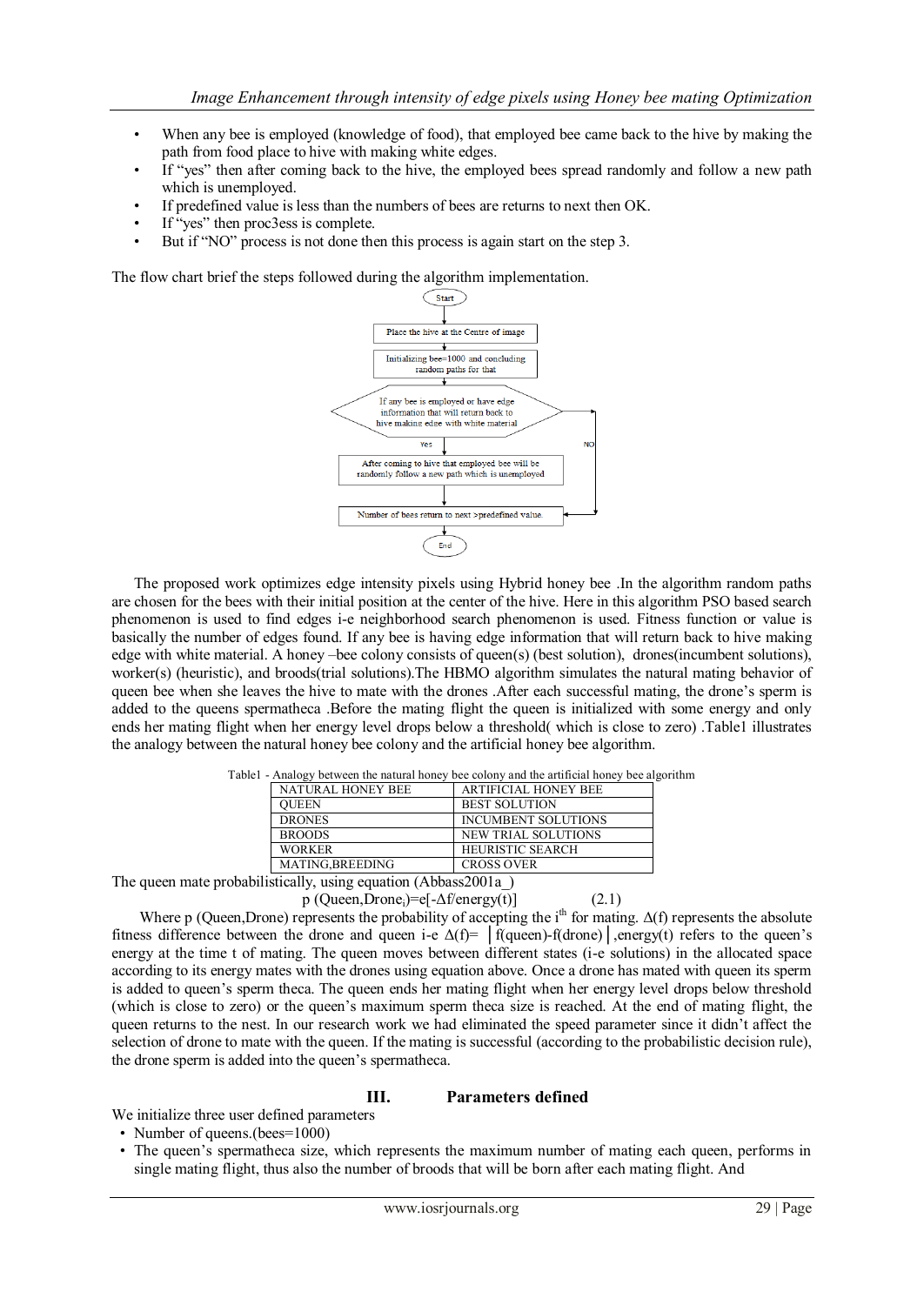- When any bee is employed (knowledge of food), that employed bee came back to the hive by making the path from food place to hive with making white edges.
- If "yes" then after coming back to the hive, the employed bees spread randomly and follow a new path which is unemployed.
- If predefined value is less than the numbers of bees are returns to next then OK.
- If "yes" then proc3ess is complete.
- But if "NO" process is not done then this process is again start on the step 3.

The flow chart brief the steps followed during the algorithm implementation.

Start

Place the hive at the Centre of image

Initializing bee=1000 and concluding random paths for that

If any bee is employed or have edge information that will return back to hive making edge with white material

Yes

NO

After coming to hive that employed bee will be randomly follow a new path which is unemployed

Number of bees return to next >predefined value.

End

The proposed work optimizes edge intensity pixels using Hybrid honey bee .In the algorithm random paths are chosen for the bees with their initial position at the center of the hive. Here in this algorithm PSO based search phenomenon is used to find edges i-e neighborhood search phenomenon is used. Fitness function or value is basically the number of edges found. If any bee is having edge information that will return back to hive making edge with white material. A honey –bee colony consists of queen(s) (best solution), drones(incumbent solutions), worker(s) (heuristic), and broods(trial solutions).The HBMO algorithm simulates the natural mating behavior of queen bee when she leaves the hive to mate with the drones .After each successful mating, the drone's sperm is added to the queens spermatheca .Before the mating flight the queen is initialized with some energy and only ends her mating flight when her energy level drops below a threshold( which is close to zero) .Table1 illustrates the analogy between the natural honey bee colony and the artificial honey bee algorithm.

Table1 - Analogy between the natural honey bee colony and the artificial honey bee algorithm

| NATURAL HONEY BEE | ARTIFICIAL HONEY BEE |
|---|---|
| QUEEN | BEST SOLUTION |
| DRONES | INCUMBENT SOLUTIONS |
| BROODS | NEW TRIAL SOLUTIONS |
| WORKER | HEURISTIC SEARCH |
| MATING,BREEDING | CROSS OVER |

The queen mate probabilistically, using equation (Abbass2001a_)

$$p\,(\text{Queen},\text{Drone}_i)=e[-\Delta f/\text{energy}(t)] \qquad (2.1)$$

Where p (Queen,Drone) represents the probability of accepting the $i^{th}$ for mating. $\Delta(f)$ represents the absolute fitness difference between the drone and queen i-e $\Delta(f)= |f(\text{queen})-f(\text{drone})|$ ,energy(t) refers to the queen's energy at the time t of mating. The queen moves between different states (i-e solutions) in the allocated space according to its energy mates with the drones using equation above. Once a drone has mated with queen its sperm is added to queen's sperm theca. The queen ends her mating flight when her energy level drops below threshold (which is close to zero) or the queen's maximum sperm theca size is reached. At the end of mating flight, the queen returns to the nest. In our research work we had eliminated the speed parameter since it didn't affect the selection of drone to mate with the queen. If the mating is successful (according to the probabilistic decision rule), the drone sperm is added into the queen's spermatheca.

## III. Parameters defined

We initialize three user defined parameters

- Number of queens.(bees=1000)
- The queen's spermatheca size, which represents the maximum number of mating each queen, performs in single mating flight, thus also the number of broods that will be born after each mating flight. And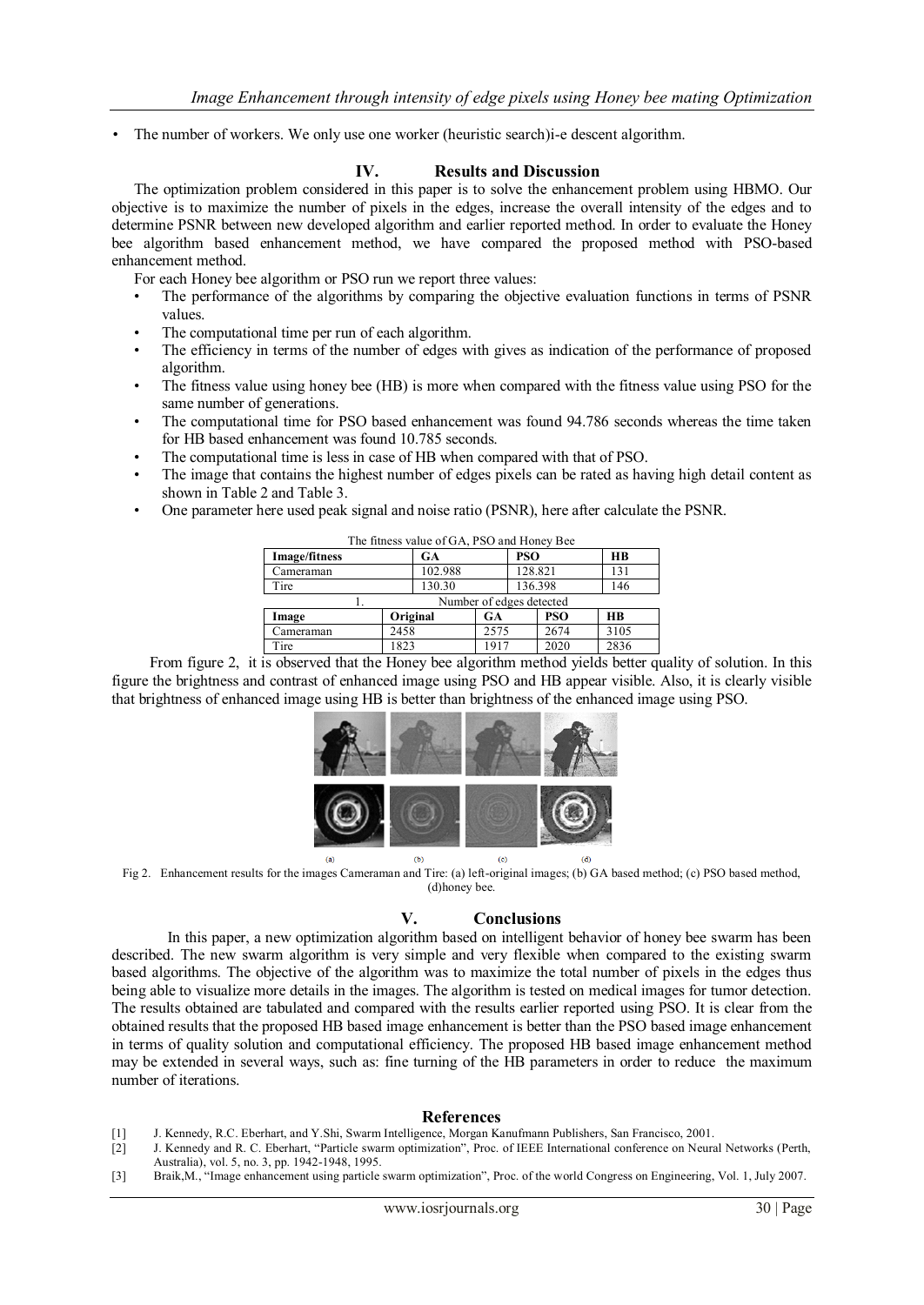- The number of workers. We only use one worker (heuristic search)i-e descent algorithm.

## IV. Results and Discussion

The optimization problem considered in this paper is to solve the enhancement problem using HBMO. Our objective is to maximize the number of pixels in the edges, increase the overall intensity of the edges and to determine PSNR between new developed algorithm and earlier reported method. In order to evaluate the Honey bee algorithm based enhancement method, we have compared the proposed method with PSO-based enhancement method.

For each Honey bee algorithm or PSO run we report three values:

- The performance of the algorithms by comparing the objective evaluation functions in terms of PSNR values.
- The computational time per run of each algorithm.
- The efficiency in terms of the number of edges with gives as indication of the performance of proposed algorithm.
- The fitness value using honey bee (HB) is more when compared with the fitness value using PSO for the same number of generations.
- The computational time for PSO based enhancement was found 94.786 seconds whereas the time taken for HB based enhancement was found 10.785 seconds.
- The computational time is less in case of HB when compared with that of PSO.
- The image that contains the highest number of edges pixels can be rated as having high detail content as shown in Table 2 and Table 3.
- One parameter here used peak signal and noise ratio (PSNR), here after calculate the PSNR.

The fitness value of GA, PSO and Honey Bee

| Image/fitness | GA | PSO | HB |
|---|---|---|---|
| Cameraman | 102.988 | 128.821 | 131 |
| Tire | 130.30 | 136.398 | 146 |

1. Number of edges detected

| Image | Original | GA | PSO | HB |
|---|---|---|---|---|
| Cameraman | 2458 | 2575 | 2674 | 3105 |
| Tire | 1823 | 1917 | 2020 | 2836 |

From figure 2, it is observed that the Honey bee algorithm method yields better quality of solution. In this figure the brightness and contrast of enhanced image using PSO and HB appear visible. Also, it is clearly visible that brightness of enhanced image using HB is better than brightness of the enhanced image using PSO.

Fig 2. Enhancement results for the images Cameraman and Tire: (a) left-original images; (b) GA based method; (c) PSO based method, (d)honey bee.

## V. Conclusions

In this paper, a new optimization algorithm based on intelligent behavior of honey bee swarm has been described. The new swarm algorithm is very simple and very flexible when compared to the existing swarm based algorithms. The objective of the algorithm was to maximize the total number of pixels in the edges thus being able to visualize more details in the images. The algorithm is tested on medical images for tumor detection. The results obtained are tabulated and compared with the results earlier reported using PSO. It is clear from the obtained results that the proposed HB based image enhancement is better than the PSO based image enhancement in terms of quality solution and computational efficiency. The proposed HB based image enhancement method may be extended in several ways, such as: fine turning of the HB parameters in order to reduce the maximum number of iterations.

## References

[1] J. Kennedy, R.C. Eberhart, and Y.Shi, Swarm Intelligence, Morgan Kanufmann Publishers, San Francisco, 2001.

[2] J. Kennedy and R. C. Eberhart, "Particle swarm optimization", Proc. of IEEE International conference on Neural Networks (Perth, Australia), vol. 5, no. 3, pp. 1942-1948, 1995.

[3] Braik,M., "Image enhancement using particle swarm optimization", Proc. of the world Congress on Engineering, Vol. 1, July 2007.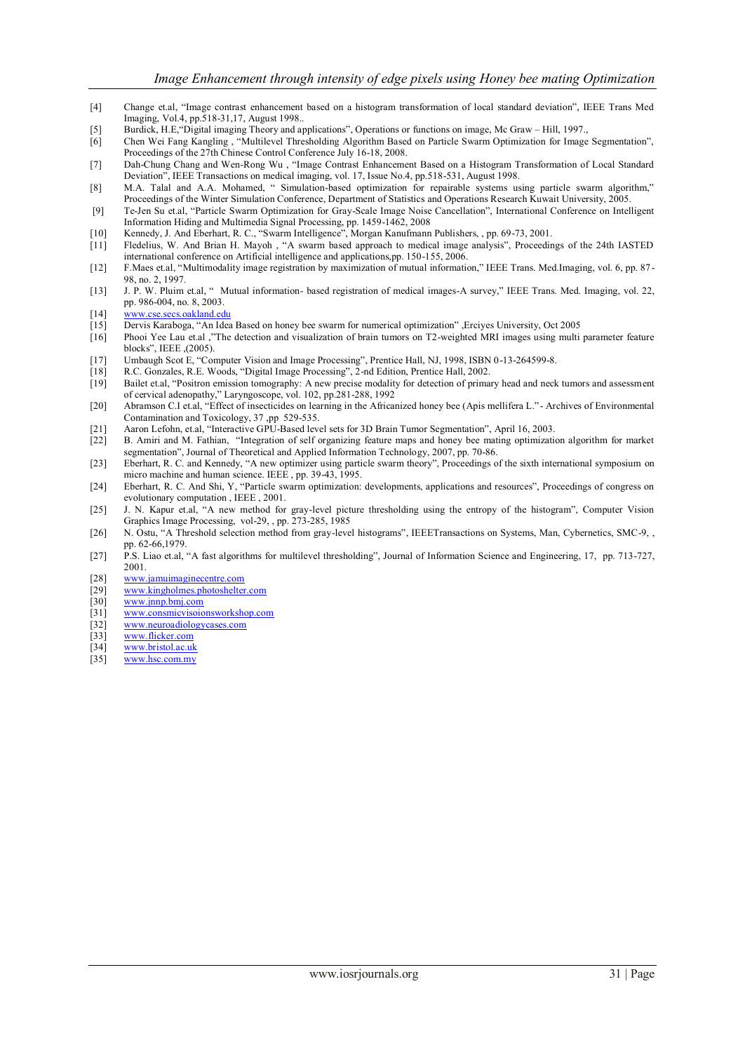[4] Change et.al, "Image contrast enhancement based on a histogram transformation of local standard deviation", IEEE Trans Med Imaging, Vol.4, pp.518-31,17, August 1998..

[5] Burdick, H.E,"Digital imaging Theory and applications", Operations or functions on image, Mc Graw – Hill, 1997.,

[6] Chen Wei Fang Kangling , "Multilevel Thresholding Algorithm Based on Particle Swarm Optimization for Image Segmentation", Proceedings of the 27th Chinese Control Conference July 16-18, 2008.

[7] Dah-Chung Chang and Wen-Rong Wu , "Image Contrast Enhancement Based on a Histogram Transformation of Local Standard Deviation", IEEE Transactions on medical imaging, vol. 17, Issue No.4, pp.518-531, August 1998.

[8] M.A. Talal and A.A. Mohamed, " Simulation-based optimization for repairable systems using particle swarm algorithm," Proceedings of the Winter Simulation Conference, Department of Statistics and Operations Research Kuwait University, 2005.

[9] Te-Jen Su et.al, "Particle Swarm Optimization for Gray-Scale Image Noise Cancellation", International Conference on Intelligent Information Hiding and Multimedia Signal Processing, pp. 1459-1462, 2008

[10] Kennedy, J. And Eberhart, R. C., "Swarm Intelligence", Morgan Kanufmann Publishers, , pp. 69-73, 2001.

[11] Fledelius, W. And Brian H. Mayoh , "A swarm based approach to medical image analysis", Proceedings of the 24th IASTED international conference on Artificial intelligence and applications,pp. 150-155, 2006.

[12] F.Maes et.al, "Multimodality image registration by maximization of mutual information," IEEE Trans. Med.Imaging, vol. 6, pp. 87-98, no. 2, 1997.

[13] J. P. W. Pluim et.al, " Mutual information- based registration of medical images-A survey," IEEE Trans. Med. Imaging, vol. 22, pp. 986-004, no. 8, 2003.

[14] www.cse.secs.oakland.edu

[15] Dervis Karaboga, "An Idea Based on honey bee swarm for numerical optimization" ,Erciyes University, Oct 2005

[16] Phooi Yee Lau et.al ,"The detection and visualization of brain tumors on T2-weighted MRI images using multi parameter feature blocks", IEEE ,(2005).

[17] Umbaugh Scot E, "Computer Vision and Image Processing", Prentice Hall, NJ, 1998, ISBN 0-13-264599-8.

[18] R.C. Gonzales, R.E. Woods, "Digital Image Processing", 2-nd Edition, Prentice Hall, 2002.

[19] Bailet et.al, "Positron emission tomography: A new precise modality for detection of primary head and neck tumors and assessment of cervical adenopathy," Laryngoscope, vol. 102, pp.281-288, 1992

[20] Abramson C.I et.al, "Effect of insecticides on learning in the Africanized honey bee (Apis mellifera L."- Archives of Environmental Contamination and Toxicology, 37 ,pp 529-535.

[21] Aaron Lefohn, et.al, "Interactive GPU-Based level sets for 3D Brain Tumor Segmentation", April 16, 2003.

[22] B. Amiri and M. Fathian, "Integration of self organizing feature maps and honey bee mating optimization algorithm for market segmentation", Journal of Theoretical and Applied Information Technology, 2007, pp. 70-86.

[23] Eberhart, R. C. and Kennedy, "A new optimizer using particle swarm theory", Proceedings of the sixth international symposium on micro machine and human science. IEEE , pp. 39-43, 1995.

[24] Eberhart, R. C. And Shi, Y, "Particle swarm optimization: developments, applications and resources", Proceedings of congress on evolutionary computation , IEEE , 2001.

[25] J. N. Kapur et.al, "A new method for gray-level picture thresholding using the entropy of the histogram", Computer Vision Graphics Image Processing, vol-29, , pp. 273-285, 1985

[26] N. Ostu, "A Threshold selection method from gray-level histograms", IEEETransactions on Systems, Man, Cybernetics, SMC-9, , pp. 62-66,1979.

[27] P.S. Liao et.al, "A fast algorithms for multilevel thresholding", Journal of Information Science and Engineering, 17, pp. 713-727, 2001.

[28] www.jamuimaginecentre.com

[29] www.kingholmes.photoshelter.com

[30] www.jnnp.bmj.com

[31] www.consmicvisoionsworkshop.com

[32] www.neuroadiologycases.com

[33] www.flicker.com

[34] www.bristol.ac.uk

[35] www.hsc.com.my